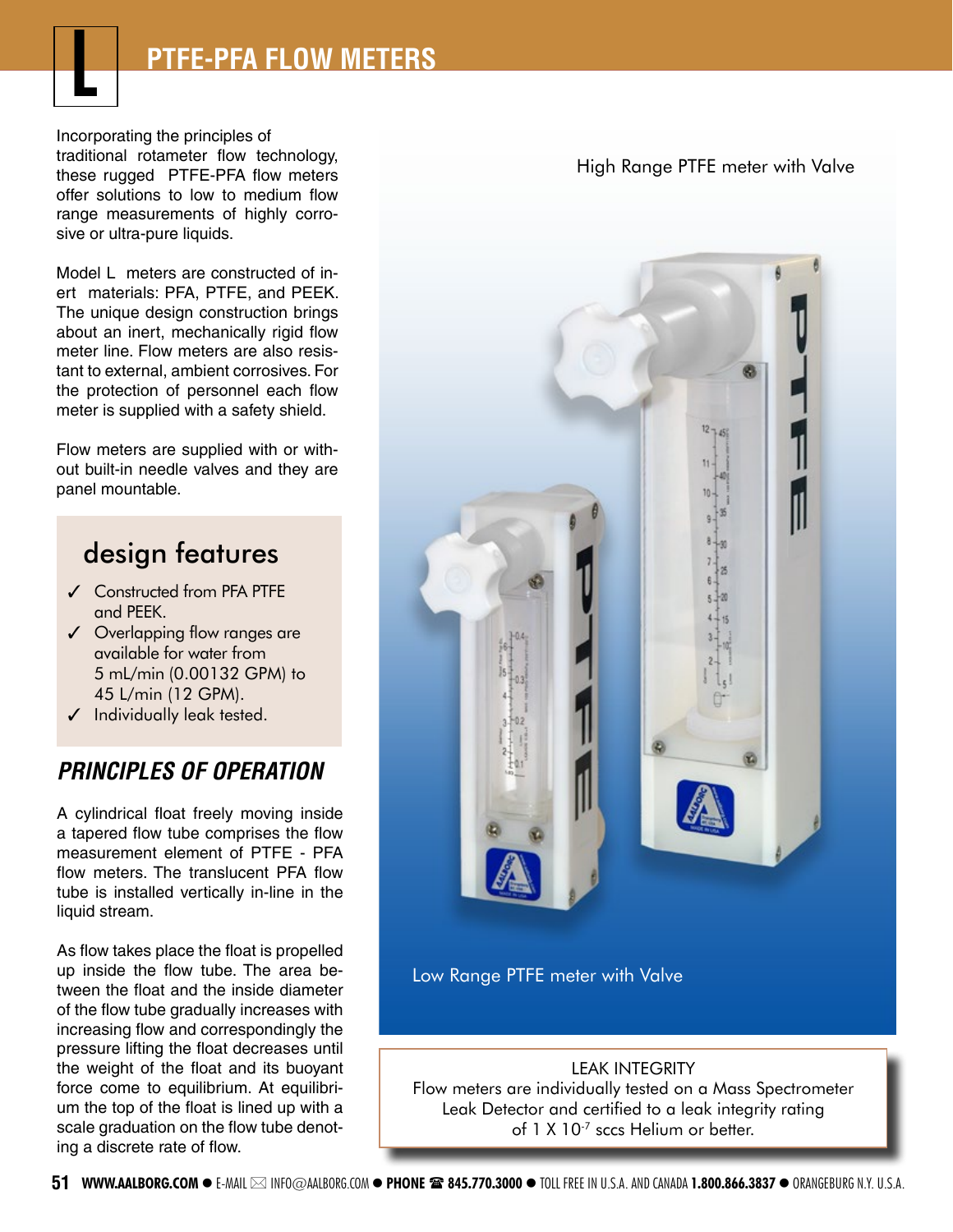# PTFE-PFA FLOW METERS

Incorporating the principles of traditional rotameter flow technology, these rugged PTFE-PFA flow meters offer solutions to low to medium flow range measurements of highly corrosive or ultra-pure liquids.

Model L meters are constructed of inert materials: PFA, PTFE, and PEEK. The unique design construction brings about an inert, mechanically rigid flow meter line. Flow meters are also resistant to external, ambient corrosives. For the protection of personnel each flow meter is supplied with a safety shield.

Flow meters are supplied with or without built-in needle valves and they are panel mountable.

## design features

- ✓ Constructed from PFA PTFE and PEEK.
- ✓ Overlapping flow ranges are available for water from 5 mL/min (0.00132 GPM) to 45 L/min (12 GPM).
- ✓ Individually leak tested.

## *PRINCIPLES OF OPERATION*

A cylindrical float freely moving inside a tapered flow tube comprises the flow measurement element of PTFE - PFA flow meters. The translucent PFA flow tube is installed vertically in-line in the liquid stream.

As flow takes place the float is propelled up inside the flow tube. The area between the float and the inside diameter of the flow tube gradually increases with increasing flow and correspondingly the pressure lifting the float decreases until the weight of the float and its buoyant force come to equilibrium. At equilibrium the top of the float is lined up with a scale graduation on the flow tube denoting a discrete rate of flow.

High Range PTFE meter with Valve

Low Range PTFE meter with Valve

LEAK INTEGRITY
Flow meters are individually tested on a Mass Spectrometer Leak Detector and certified to a leak integrity rating of $1 \times 10^{-7}$ sccs Helium or better.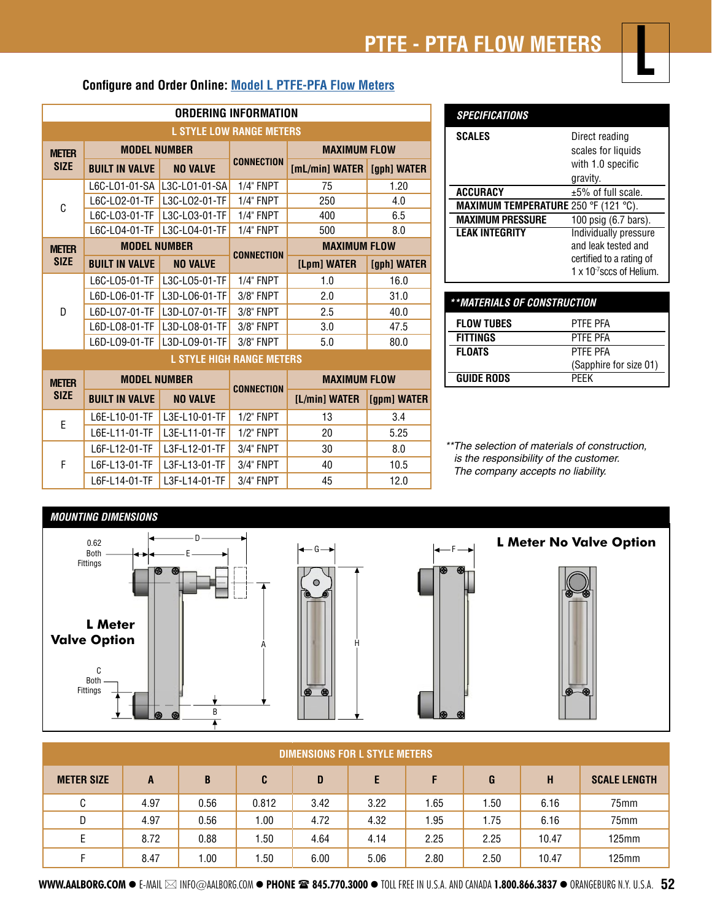# PTFE - PTFA FLOW METERS

**Configure and Order Online:** Model L PTFE-PFA Flow Meters

## ORDERING INFORMATION

### L STYLE LOW RANGE METERS

| METER SIZE | MODEL NUMBER | | CONNECTION | MAXIMUM FLOW | |
|---|---|---|---|---|---|
| | BUILT IN VALVE | NO VALVE | | [mL/min] WATER | [gph] WATER |
| C | L6C-L01-01-SA | L3C-L01-01-SA | 1/4" FNPT | 75 | 1.20 |
| | L6C-L02-01-TF | L3C-L02-01-TF | 1/4" FNPT | 250 | 4.0 |
| | L6C-L03-01-TF | L3C-L03-01-TF | 1/4" FNPT | 400 | 6.5 |
| | L6C-L04-01-TF | L3C-L04-01-TF | 1/4" FNPT | 500 | 8.0 |

| METER SIZE | MODEL NUMBER | | CONNECTION | MAXIMUM FLOW | |
|---|---|---|---|---|---|
| | BUILT IN VALVE | NO VALVE | | [Lpm] WATER | [gph] WATER |
| D | L6C-L05-01-TF | L3C-L05-01-TF | 1/4" FNPT | 1.0 | 16.0 |
| | L6D-L06-01-TF | L3D-L06-01-TF | 3/8" FNPT | 2.0 | 31.0 |
| | L6D-L07-01-TF | L3D-L07-01-TF | 3/8" FNPT | 2.5 | 40.0 |
| | L6D-L08-01-TF | L3D-L08-01-TF | 3/8" FNPT | 3.0 | 47.5 |
| | L6D-L09-01-TF | L3D-L09-01-TF | 3/8" FNPT | 5.0 | 80.0 |

### L STYLE HIGH RANGE METERS

| METER SIZE | MODEL NUMBER | | CONNECTION | MAXIMUM FLOW | |
|---|---|---|---|---|---|
| | BUILT IN VALVE | NO VALVE | | [L/min] WATER | [gpm] WATER |
| E | L6E-L10-01-TF | L3E-L10-01-TF | 1/2" FNPT | 13 | 3.4 |
| | L6E-L11-01-TF | L3E-L11-01-TF | 1/2" FNPT | 20 | 5.25 |
| F | L6F-L12-01-TF | L3F-L12-01-TF | 3/4" FNPT | 30 | 8.0 |
| | L6F-L13-01-TF | L3F-L13-01-TF | 3/4" FNPT | 40 | 10.5 |
| | L6F-L14-01-TF | L3F-L14-01-TF | 3/4" FNPT | 45 | 12.0 |

## SPECIFICATIONS

| | |
|---|---|
| **SCALES** | Direct reading scales for liquids with 1.0 specific gravity. |
| **ACCURACY** | ±5% of full scale. |
| **MAXIMUM TEMPERATURE** | 250 °F (121 °C). |
| **MAXIMUM PRESSURE** | 100 psig (6.7 bars). |
| **LEAK INTEGRITY** | Individually pressure and leak tested and certified to a rating of $1 \times 10^{-7}$ sccs of Helium. |

## **MATERIALS OF CONSTRUCTION

| | |
|---|---|
| **FLOW TUBES** | PTFE PFA |
| **FITTINGS** | PTFE PFA |
| **FLOATS** | PTFE PFA (Sapphire for size 01) |
| **GUIDE RODS** | PEEK |

*\*\*The selection of materials of construction, is the responsibility of the customer. The company accepts no liability.*

## MOUNTING DIMENSIONS

0.62 Both Fittings

D

E

**L Meter Valve Option**

C Both Fittings

A

B

G

H

F

**L Meter No Valve Option**

## DIMENSIONS FOR L STYLE METERS

| METER SIZE | A | B | C | D | E | F | G | H | SCALE LENGTH |
|---|---|---|---|---|---|---|---|---|---|
| C | 4.97 | 0.56 | 0.812 | 3.42 | 3.22 | 1.65 | 1.50 | 6.16 | 75mm |
| D | 4.97 | 0.56 | 1.00 | 4.72 | 4.32 | 1.95 | 1.75 | 6.16 | 75mm |
| E | 8.72 | 0.88 | 1.50 | 4.64 | 4.14 | 2.25 | 2.25 | 10.47 | 125mm |
| F | 8.47 | 1.00 | 1.50 | 6.00 | 5.06 | 2.80 | 2.50 | 10.47 | 125mm |

**WWW.AALBORG.COM** ● E-MAIL INFO@AALBORG.COM ● **PHONE 845.770.3000** ● TOLL FREE IN U.S.A. AND CANADA **1.800.866.3837** ● ORANGEBURG N.Y. U.S.A.